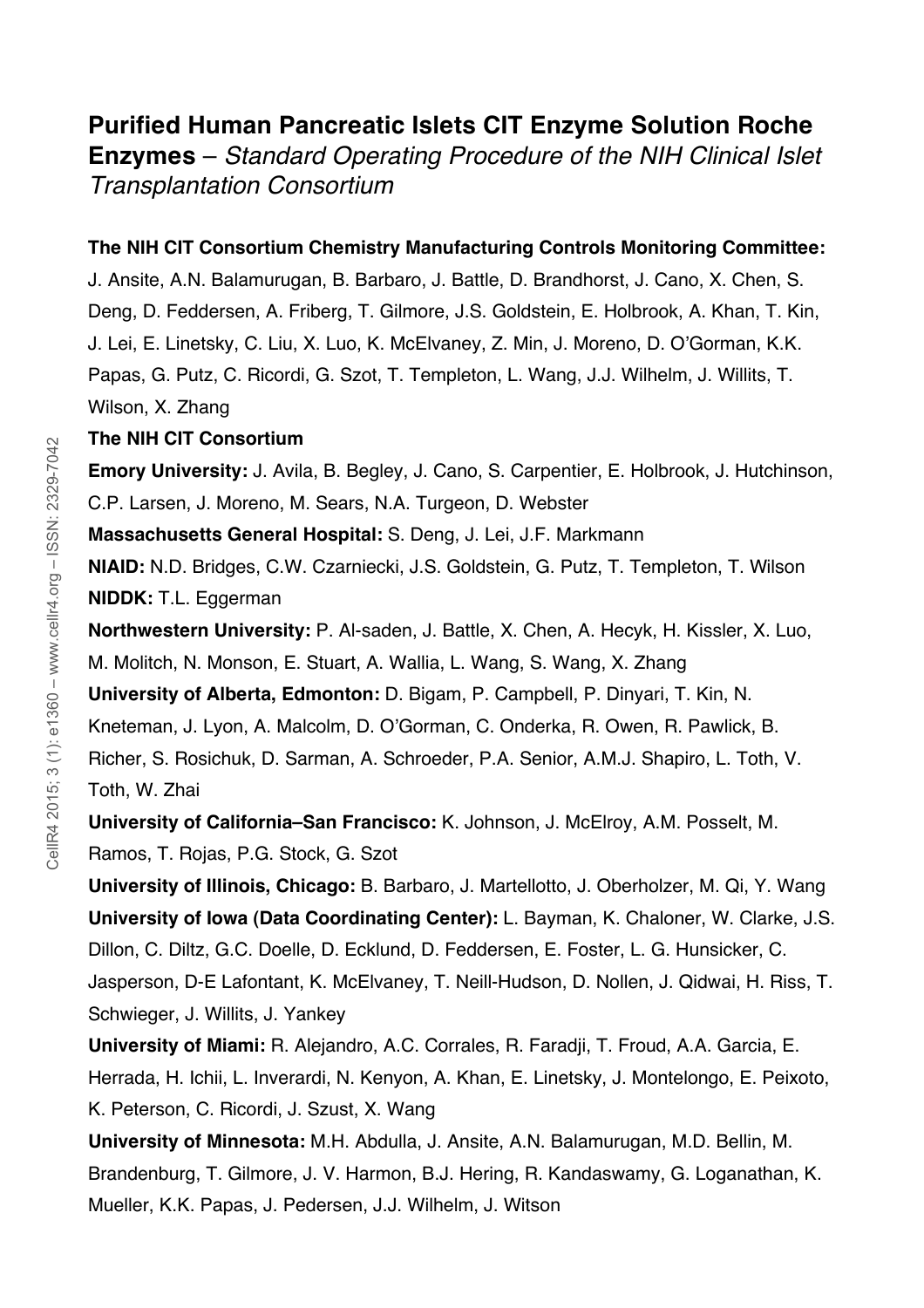# Purified Human Pancreatic Islets CIT Enzyme Solution Roche Enzymes – *Standard Operating Procedure of the NIH Clinical Islet Transplantation Consortium*

**The NIH CIT Consortium Chemistry Manufacturing Controls Monitoring Committee:** J. Ansite, A.N. Balamurugan, B. Barbaro, J. Battle, D. Brandhorst, J. Cano, X. Chen, S. Deng, D. Feddersen, A. Friberg, T. Gilmore, J.S. Goldstein, E. Holbrook, A. Khan, T. Kin, J. Lei, E. Linetsky, C. Liu, X. Luo, K. McElvaney, Z. Min, J. Moreno, D. O'Gorman, K.K. Papas, G. Putz, C. Ricordi, G. Szot, T. Templeton, L. Wang, J.J. Wilhelm, J. Willits, T. Wilson, X. Zhang

**The NIH CIT Consortium**

**Emory University:** J. Avila, B. Begley, J. Cano, S. Carpentier, E. Holbrook, J. Hutchinson, C.P. Larsen, J. Moreno, M. Sears, N.A. Turgeon, D. Webster

**Massachusetts General Hospital:** S. Deng, J. Lei, J.F. Markmann

**NIAID:** N.D. Bridges, C.W. Czarniecki, J.S. Goldstein, G. Putz, T. Templeton, T. Wilson

**NIDDK:** T.L. Eggerman

**Northwestern University:** P. Al-saden, J. Battle, X. Chen, A. Hecyk, H. Kissler, X. Luo, M. Molitch, N. Monson, E. Stuart, A. Wallia, L. Wang, S. Wang, X. Zhang

**University of Alberta, Edmonton:** D. Bigam, P. Campbell, P. Dinyari, T. Kin, N. Kneteman, J. Lyon, A. Malcolm, D. O'Gorman, C. Onderka, R. Owen, R. Pawlick, B. Richer, S. Rosichuk, D. Sarman, A. Schroeder, P.A. Senior, A.M.J. Shapiro, L. Toth, V. Toth, W. Zhai

**University of California–San Francisco:** K. Johnson, J. McElroy, A.M. Posselt, M. Ramos, T. Rojas, P.G. Stock, G. Szot

**University of Illinois, Chicago:** B. Barbaro, J. Martellotto, J. Oberholzer, M. Qi, Y. Wang

**University of Iowa (Data Coordinating Center):** L. Bayman, K. Chaloner, W. Clarke, J.S. Dillon, C. Diltz, G.C. Doelle, D. Ecklund, D. Feddersen, E. Foster, L. G. Hunsicker, C. Jasperson, D-E Lafontant, K. McElvaney, T. Neill-Hudson, D. Nollen, J. Qidwai, H. Riss, T. Schwieger, J. Willits, J. Yankey

**University of Miami:** R. Alejandro, A.C. Corrales, R. Faradji, T. Froud, A.A. Garcia, E. Herrada, H. Ichii, L. Inverardi, N. Kenyon, A. Khan, E. Linetsky, J. Montelongo, E. Peixoto, K. Peterson, C. Ricordi, J. Szust, X. Wang

**University of Minnesota:** M.H. Abdulla, J. Ansite, A.N. Balamurugan, M.D. Bellin, M. Brandenburg, T. Gilmore, J. V. Harmon, B.J. Hering, R. Kandaswamy, G. Loganathan, K. Mueller, K.K. Papas, J. Pedersen, J.J. Wilhelm, J. Witson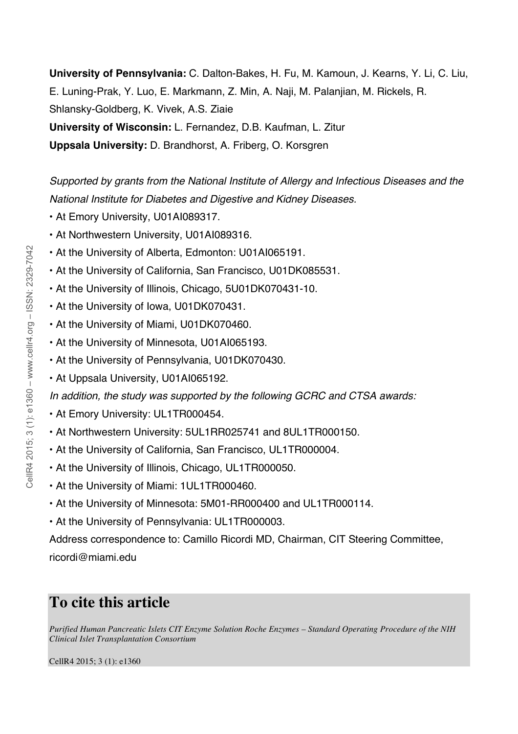**University of Pennsylvania:** C. Dalton-Bakes, H. Fu, M. Kamoun, J. Kearns, Y. Li, C. Liu, E. Luning-Prak, Y. Luo, E. Markmann, Z. Min, A. Naji, M. Palanjian, M. Rickels, R. Shlansky-Goldberg, K. Vivek, A.S. Ziaie

**University of Wisconsin:** L. Fernandez, D.B. Kaufman, L. Zitur

**Uppsala University:** D. Brandhorst, A. Friberg, O. Korsgren

*Supported by grants from the National Institute of Allergy and Infectious Diseases and the National Institute for Diabetes and Digestive and Kidney Diseases.*

- At Emory University, U01AI089317.
- At Northwestern University, U01AI089316.
- At the University of Alberta, Edmonton: U01AI065191.
- At the University of California, San Francisco, U01DK085531.
- At the University of Illinois, Chicago, 5U01DK070431-10.
- At the University of Iowa, U01DK070431.
- At the University of Miami, U01DK070460.
- At the University of Minnesota, U01AI065193.
- At the University of Pennsylvania, U01DK070430.
- At Uppsala University, U01AI065192.

*In addition, the study was supported by the following GCRC and CTSA awards:*

- At Emory University: UL1TR000454.
- At Northwestern University: 5UL1RR025741 and 8UL1TR000150.
- At the University of California, San Francisco, UL1TR000004.
- At the University of Illinois, Chicago, UL1TR000050.
- At the University of Miami: 1UL1TR000460.
- At the University of Minnesota: 5M01-RR000400 and UL1TR000114.
- At the University of Pennsylvania: UL1TR000003.

Address correspondence to: Camillo Ricordi MD, Chairman, CIT Steering Committee, ricordi@miami.edu

## To cite this article

*Purified Human Pancreatic Islets CIT Enzyme Solution Roche Enzymes – Standard Operating Procedure of the NIH Clinical Islet Transplantation Consortium*

CellR4 2015; 3 (1): e1360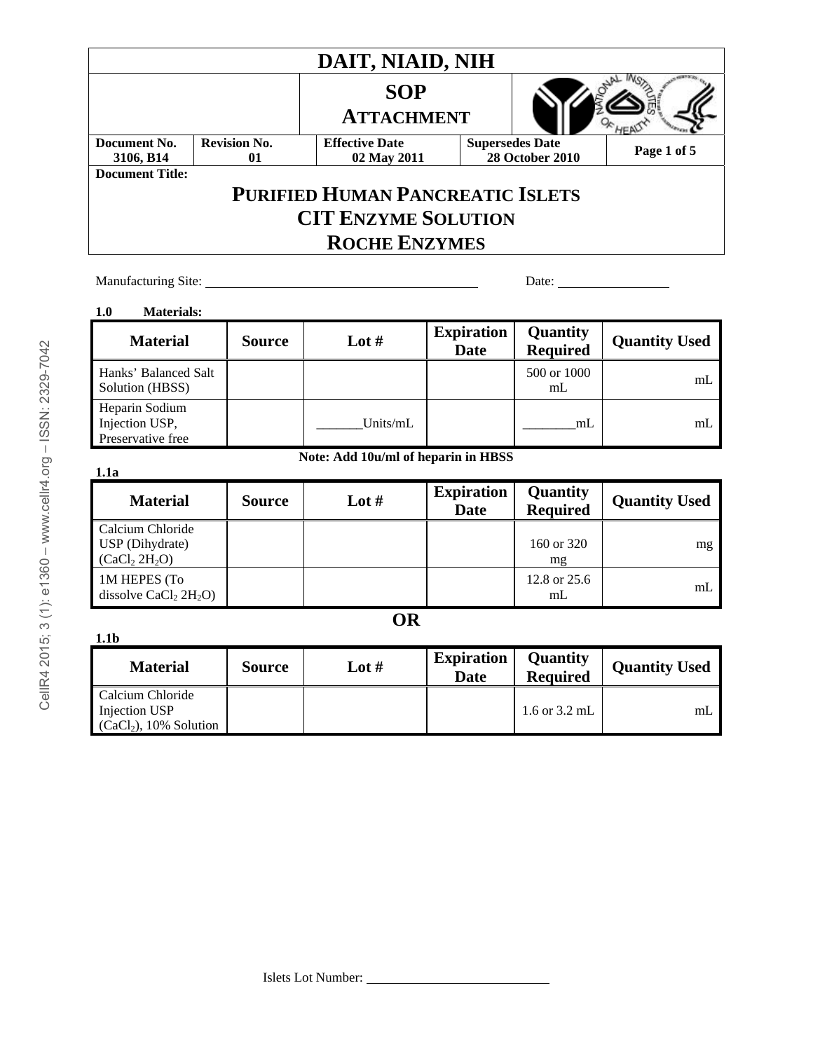| DAIT, NIAID, NIH | | | | |
|---|---|---|---|---|
| | SOP ATTACHMENT | | | |
| **Document No.** 3106, B14 | **Revision No.** 01 | **Effective Date** 02 May 2011 | **Supersedes Date** 28 October 2010 | **Page 1 of 5** |

**Document Title:**

# PURIFIED HUMAN PANCREATIC ISLETS CIT ENZYME SOLUTION ROCHE ENZYMES

Manufacturing Site: ______________________ Date: ____________

**1.0 Materials:**

| Material | Source | Lot # | Expiration Date | Quantity Required | Quantity Used |
|---|---|---|---|---|---|
| Hanks' Balanced Salt Solution (HBSS) | | | | 500 or 1000 mL | mL |
| Heparin Sodium Injection USP, Preservative free | | _______Units/mL | | ________mL | mL |

**Note: Add 10u/ml of heparin in HBSS**

**1.1a**

| Material | Source | Lot # | Expiration Date | Quantity Required | Quantity Used |
|---|---|---|---|---|---|
| Calcium Chloride USP (Dihydrate) ($CaCl_2$ $2H_2O$) | | | | 160 or 320 mg | mg |
| 1M HEPES (To dissolve $CaCl_2$ $2H_2O$) | | | | 12.8 or 25.6 mL | mL |

**OR**

**1.1b**

| Material | Source | Lot # | Expiration Date | Quantity Required | Quantity Used |
|---|---|---|---|---|---|
| Calcium Chloride Injection USP ($CaCl_2$), 10% Solution | | | | 1.6 or 3.2 mL | mL |

Islets Lot Number: ______________________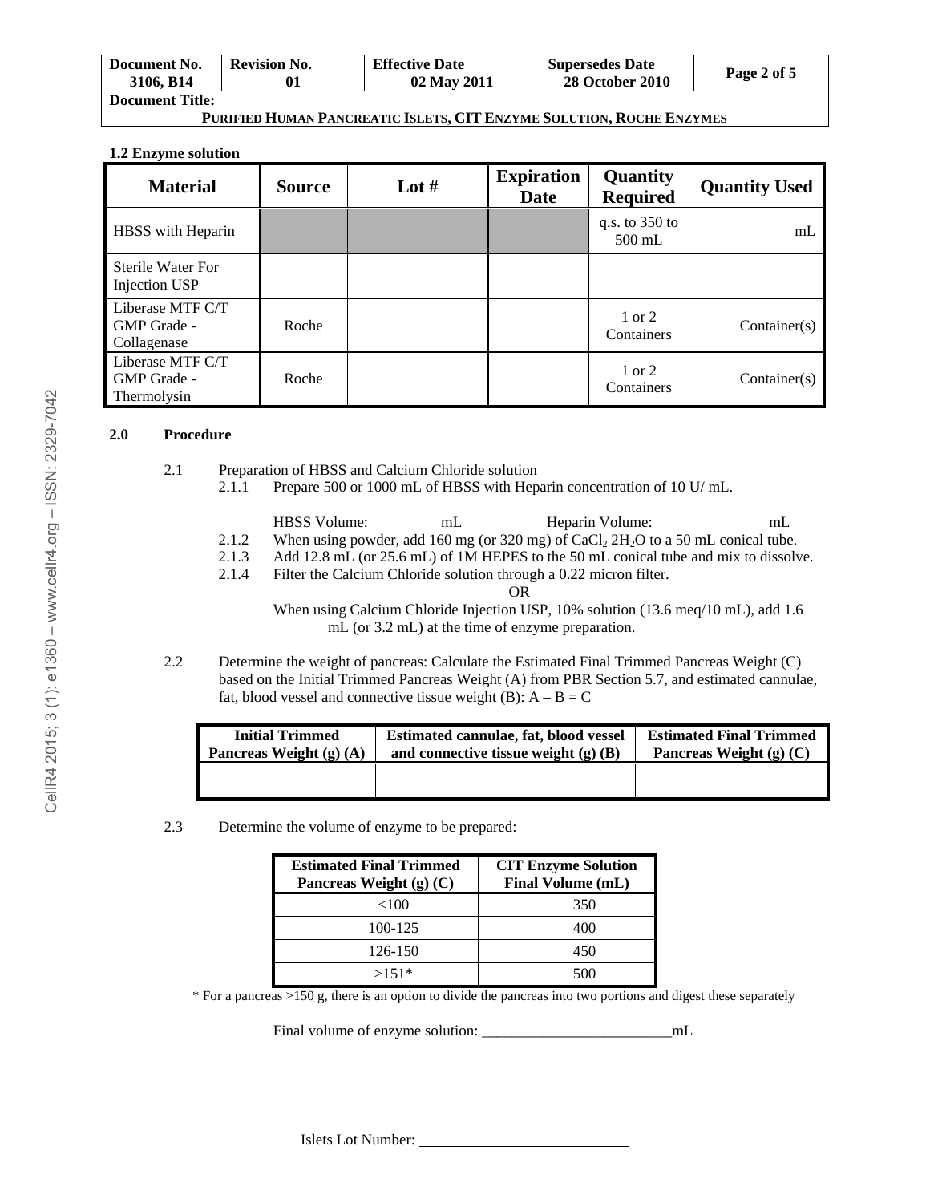| Document No. 3106, B14 | Revision No. 01 | Effective Date 02 May 2011 | Supersedes Date 28 October 2010 | Page 2 of 5 |
|---|---|---|---|---|

**Document Title:**
**PURIFIED HUMAN PANCREATIC ISLETS, CIT ENZYME SOLUTION, ROCHE ENZYMES**

**1.2 Enzyme solution**

| Material | Source | Lot # | Expiration Date | Quantity Required | Quantity Used |
|---|---|---|---|---|---|
| HBSS with Heparin | | | | q.s. to 350 to 500 mL | mL |
| Sterile Water For Injection USP | | | | | |
| Liberase MTF C/T GMP Grade - Collagenase | Roche | | | 1 or 2 Containers | Container(s) |
| Liberase MTF C/T GMP Grade - Thermolysin | Roche | | | 1 or 2 Containers | Container(s) |

**2.0 Procedure**

2.1 Preparation of HBSS and Calcium Chloride solution

2.1.1 Prepare 500 or 1000 mL of HBSS with Heparin concentration of 10 U/ mL.

HBSS Volume: _________ mL Heparin Volume: _______________ mL

2.1.2 When using powder, add 160 mg (or 320 mg) of $CaCl_2$ $2H_2O$ to a 50 mL conical tube.

2.1.3 Add 12.8 mL (or 25.6 mL) of 1M HEPES to the 50 mL conical tube and mix to dissolve.

2.1.4 Filter the Calcium Chloride solution through a 0.22 micron filter.

OR

When using Calcium Chloride Injection USP, 10% solution (13.6 meq/10 mL), add 1.6 mL (or 3.2 mL) at the time of enzyme preparation.

2.2 Determine the weight of pancreas: Calculate the Estimated Final Trimmed Pancreas Weight (C) based on the Initial Trimmed Pancreas Weight (A) from PBR Section 5.7, and estimated cannulae, fat, blood vessel and connective tissue weight (B): A – B = C

| Initial Trimmed Pancreas Weight (g) (A) | Estimated cannulae, fat, blood vessel and connective tissue weight (g) (B) | Estimated Final Trimmed Pancreas Weight (g) (C) |
|---|---|---|
| | | |

2.3 Determine the volume of enzyme to be prepared:

| Estimated Final Trimmed Pancreas Weight (g) (C) | CIT Enzyme Solution Final Volume (mL) |
|---|---|
| <100 | 350 |
| 100-125 | 400 |
| 126-150 | 450 |
| >151* | 500 |

* For a pancreas >150 g, there is an option to divide the pancreas into two portions and digest these separately

Final volume of enzyme solution: _________________________mL

Islets Lot Number: ___________________________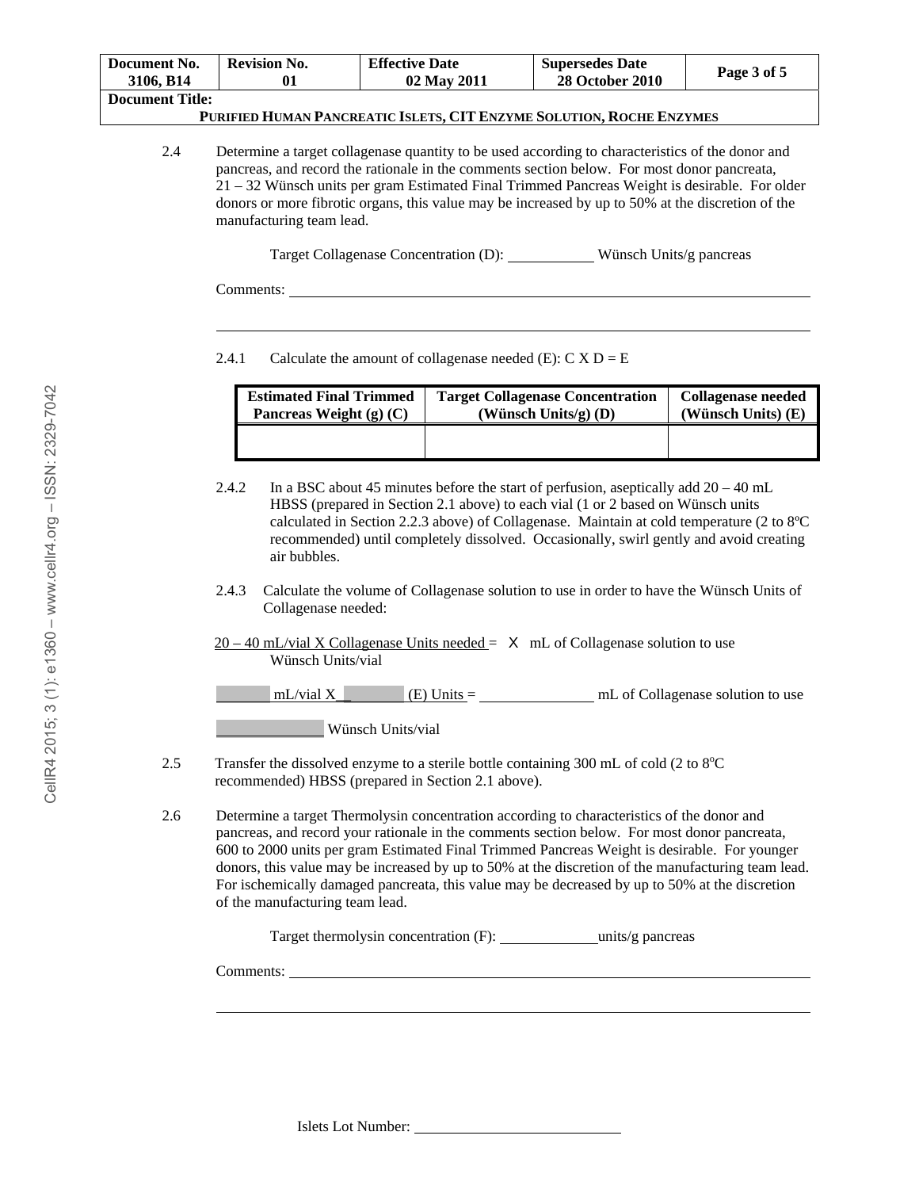| Document No. 3106, B14 | Revision No. 01 | Effective Date 02 May 2011 | Supersedes Date 28 October 2010 | Page 3 of 5 |
|---|---|---|---|---|
| **Document Title:** PURIFIED HUMAN PANCREATIC ISLETS, CIT ENZYME SOLUTION, ROCHE ENZYMES | | | | |

2.4 Determine a target collagenase quantity to be used according to characteristics of the donor and pancreas, and record the rationale in the comments section below. For most donor pancreata, 21 – 32 Wünsch units per gram Estimated Final Trimmed Pancreas Weight is desirable. For older donors or more fibrotic organs, this value may be increased by up to 50% at the discretion of the manufacturing team lead.

Target Collagenase Concentration (D): ___________ Wünsch Units/g pancreas

Comments: ______________________________________________________________

______________________________________________________________

2.4.1 Calculate the amount of collagenase needed (E): C X D = E

| Estimated Final Trimmed Pancreas Weight (g) (C) | Target Collagenase Concentration (Wünsch Units/g) (D) | Collagenase needed (Wünsch Units) (E) |
|---|---|---|
| | | |

2.4.2 In a BSC about 45 minutes before the start of perfusion, aseptically add 20 – 40 mL HBSS (prepared in Section 2.1 above) to each vial (1 or 2 based on Wünsch units calculated in Section 2.2.3 above) of Collagenase. Maintain at cold temperature (2 to 8ºC recommended) until completely dissolved. Occasionally, swirl gently and avoid creating air bubbles.

2.4.3 Calculate the volume of Collagenase solution to use in order to have the Wünsch Units of Collagenase needed:

$$\frac{20 - 40 \text{ mL/vial X Collagenase Units needed}}{\text{Wünsch Units/vial}} = X \text{ mL of Collagenase solution to use}$$

_______ mL/vial X _______ (E) Units = _______________ mL of Collagenase solution to use

_______________ Wünsch Units/vial

2.5 Transfer the dissolved enzyme to a sterile bottle containing 300 mL of cold (2 to 8ºC recommended) HBSS (prepared in Section 2.1 above).

2.6 Determine a target Thermolysin concentration according to characteristics of the donor and pancreas, and record your rationale in the comments section below. For most donor pancreata, 600 to 2000 units per gram Estimated Final Trimmed Pancreas Weight is desirable. For younger donors, this value may be increased by up to 50% at the discretion of the manufacturing team lead. For ischemically damaged pancreata, this value may be decreased by up to 50% at the discretion of the manufacturing team lead.

Target thermolysin concentration (F): _____________units/g pancreas

Comments: ______________________________________________________________

______________________________________________________________

Islets Lot Number: ___________________________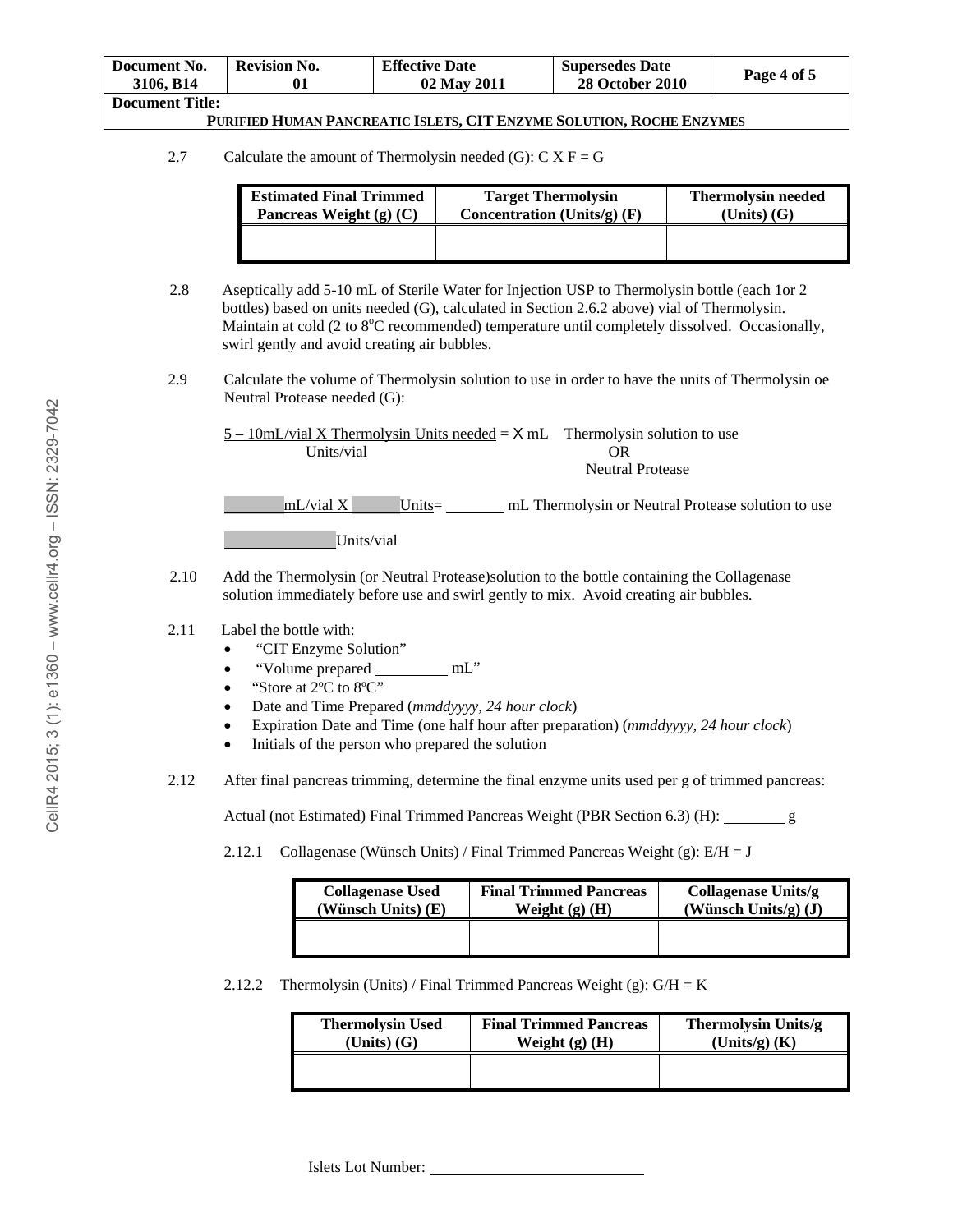| Document No. 3106, B14 | Revision No. 01 | Effective Date 02 May 2011 | Supersedes Date 28 October 2010 | Page 4 of 5 |
|---|---|---|---|---|
| **Document Title:** PURIFIED HUMAN PANCREATIC ISLETS, CIT ENZYME SOLUTION, ROCHE ENZYMES | | | | |

2.7 Calculate the amount of Thermolysin needed (G): C X F = G

| Estimated Final Trimmed Pancreas Weight (g) (C) | Target Thermolysin Concentration (Units/g) (F) | Thermolysin needed (Units) (G) |
|---|---|---|
| | | |

2.8 Aseptically add 5-10 mL of Sterile Water for Injection USP to Thermolysin bottle (each 1or 2 bottles) based on units needed (G), calculated in Section 2.6.2 above) vial of Thermolysin. Maintain at cold (2 to 8°C recommended) temperature until completely dissolved. Occasionally, swirl gently and avoid creating air bubbles.

2.9 Calculate the volume of Thermolysin solution to use in order to have the units of Thermolysin oe Neutral Protease needed (G):

$$\frac{5 - 10\text{mL/vial} \times \text{Thermolysin Units needed}}{\text{Units/vial}} = X \text{ mL} \quad \text{Thermolysin solution to use OR Neutral Protease}$$

_______ mL/vial X _______ Units= _______ mL Thermolysin or Neutral Protease solution to use

_______ Units/vial

2.10 Add the Thermolysin (or Neutral Protease)solution to the bottle containing the Collagenase solution immediately before use and swirl gently to mix. Avoid creating air bubbles.

2.11 Label the bottle with:

- "CIT Enzyme Solution"
- "Volume prepared _________ mL"
- "Store at 2°C to 8°C"
- Date and Time Prepared (*mmddyyyy, 24 hour clock*)
- Expiration Date and Time (one half hour after preparation) (*mmddyyyy, 24 hour clock*)
- Initials of the person who prepared the solution

2.12 After final pancreas trimming, determine the final enzyme units used per g of trimmed pancreas:

Actual (not Estimated) Final Trimmed Pancreas Weight (PBR Section 6.3) (H): ________ g

2.12.1 Collagenase (Wünsch Units) / Final Trimmed Pancreas Weight (g): E/H = J

| Collagenase Used (Wünsch Units) (E) | Final Trimmed Pancreas Weight (g) (H) | Collagenase Units/g (Wünsch Units/g) (J) |
|---|---|---|
| | | |

2.12.2 Thermolysin (Units) / Final Trimmed Pancreas Weight (g): G/H = K

| Thermolysin Used (Units) (G) | Final Trimmed Pancreas Weight (g) (H) | Thermolysin Units/g (Units/g) (K) |
|---|---|---|
| | | |

Islets Lot Number: ____________________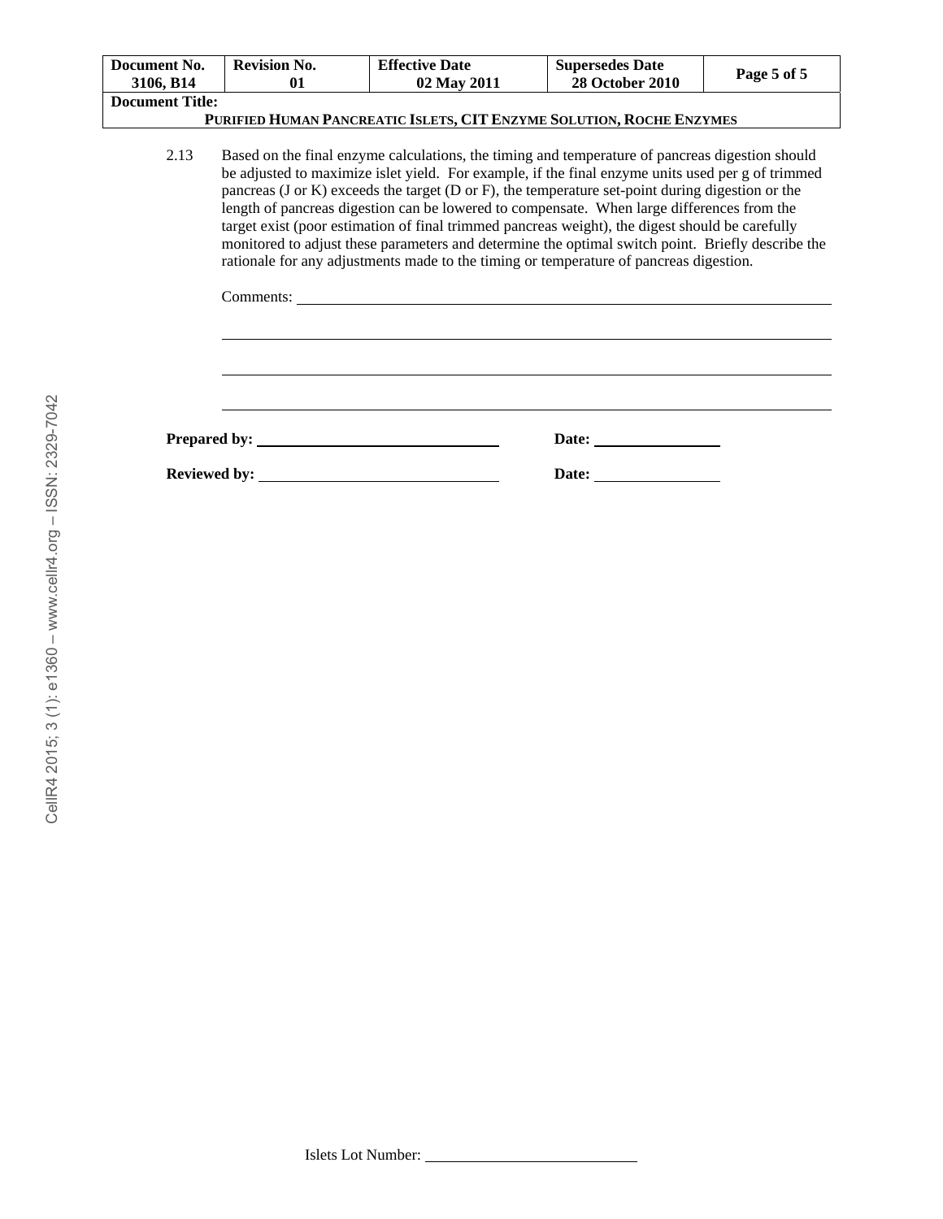2.13 Based on the final enzyme calculations, the timing and temperature of pancreas digestion should be adjusted to maximize islet yield. For example, if the final enzyme units used per g of trimmed pancreas (J or K) exceeds the target (D or F), the temperature set-point during digestion or the length of pancreas digestion can be lowered to compensate. When large differences from the target exist (poor estimation of final trimmed pancreas weight), the digest should be carefully monitored to adjust these parameters and determine the optimal switch point. Briefly describe the rationale for any adjustments made to the timing or temperature of pancreas digestion.

Comments: ______________________________________________________________________

______________________________________________________________________

______________________________________________________________________

______________________________________________________________________

**Prepared by:** ______________________________ **Date:** ________________

**Reviewed by:** ______________________________ **Date:** ________________

Islets Lot Number: ___________________________